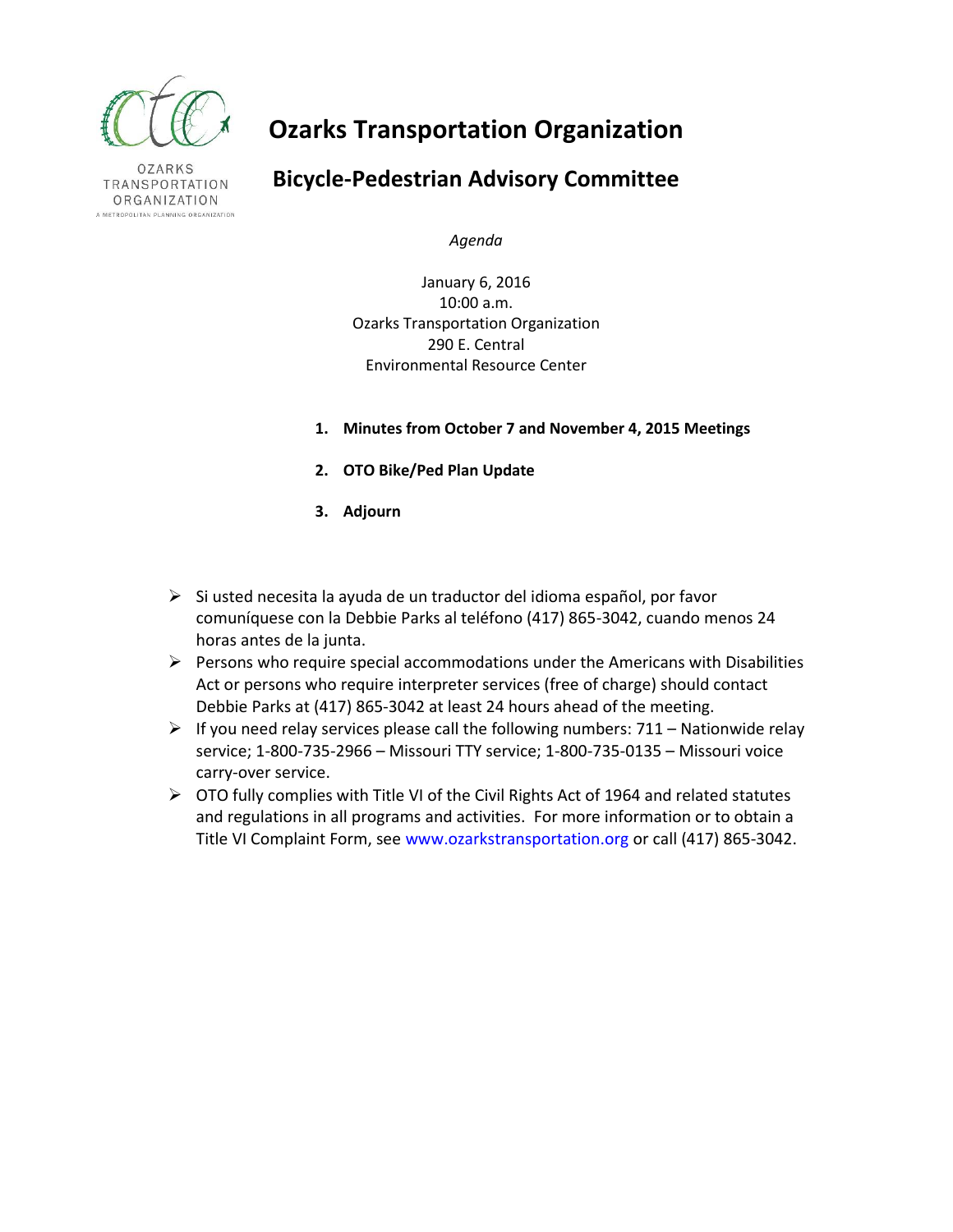OZARKS TRANSPORTATION ORGANIZATION
A METROPOLITAN PLANNING ORGANIZATION

# Ozarks Transportation Organization

## Bicycle-Pedestrian Advisory Committee

*Agenda*

January 6, 2016
10:00 a.m.
Ozarks Transportation Organization
290 E. Central
Environmental Resource Center

1. **Minutes from October 7 and November 4, 2015 Meetings**
2. **OTO Bike/Ped Plan Update**
3. **Adjourn**

- Si usted necesita la ayuda de un traductor del idioma español, por favor comuníquese con la Debbie Parks al teléfono (417) 865-3042, cuando menos 24 horas antes de la junta.
- Persons who require special accommodations under the Americans with Disabilities Act or persons who require interpreter services (free of charge) should contact Debbie Parks at (417) 865-3042 at least 24 hours ahead of the meeting.
- If you need relay services please call the following numbers: 711 – Nationwide relay service; 1-800-735-2966 – Missouri TTY service; 1-800-735-0135 – Missouri voice carry-over service.
- OTO fully complies with Title VI of the Civil Rights Act of 1964 and related statutes and regulations in all programs and activities. For more information or to obtain a Title VI Complaint Form, see www.ozarkstransportation.org or call (417) 865-3042.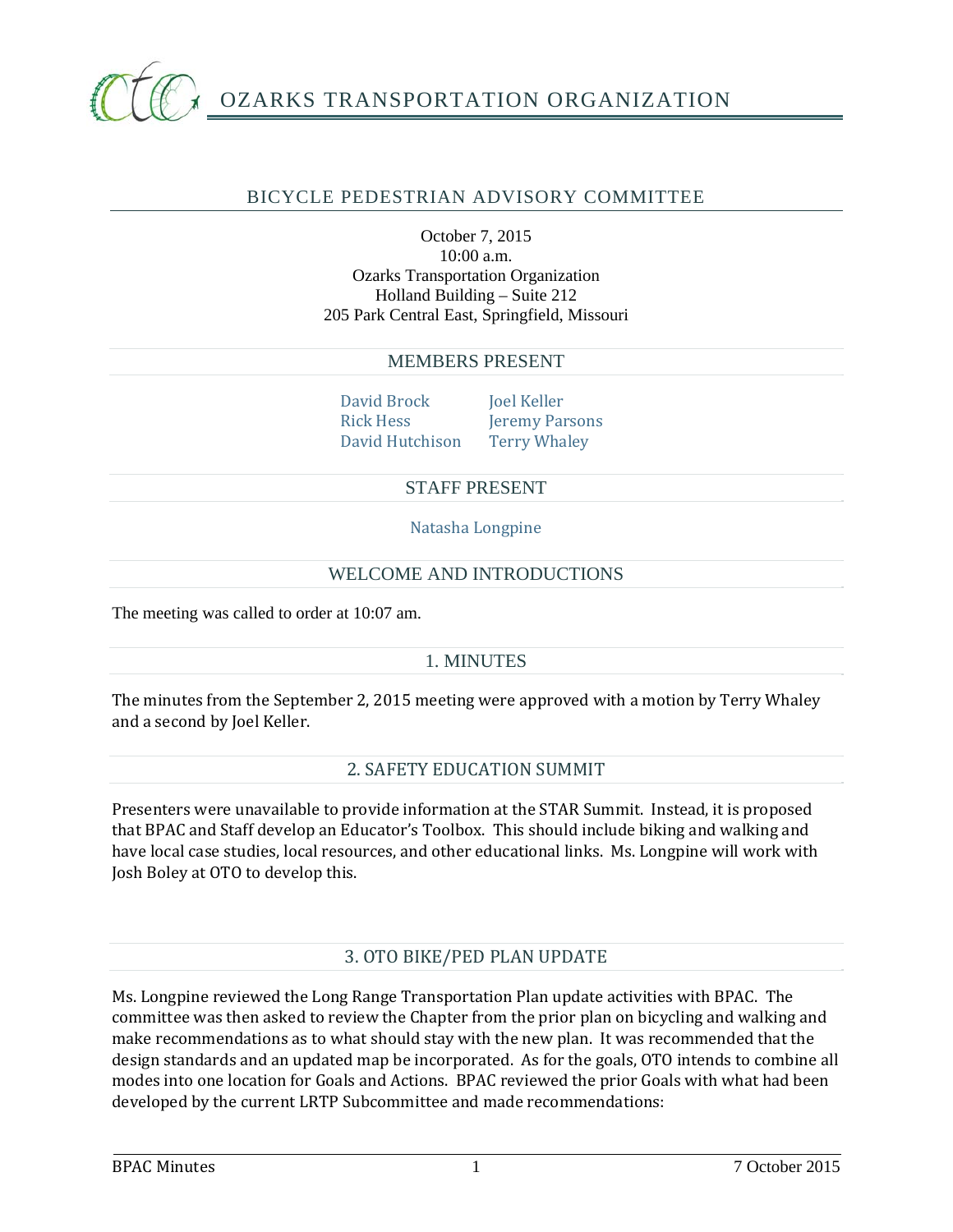# OZARKS TRANSPORTATION ORGANIZATION

## BICYCLE PEDESTRIAN ADVISORY COMMITTEE

October 7, 2015
10:00 a.m.
Ozarks Transportation Organization
Holland Building – Suite 212
205 Park Central East, Springfield, Missouri

## MEMBERS PRESENT

David Brock
Rick Hess
David Hutchison
Joel Keller
Jeremy Parsons
Terry Whaley

## STAFF PRESENT

Natasha Longpine

## WELCOME AND INTRODUCTIONS

The meeting was called to order at 10:07 am.

## 1. MINUTES

The minutes from the September 2, 2015 meeting were approved with a motion by Terry Whaley and a second by Joel Keller.

## 2. SAFETY EDUCATION SUMMIT

Presenters were unavailable to provide information at the STAR Summit. Instead, it is proposed that BPAC and Staff develop an Educator's Toolbox. This should include biking and walking and have local case studies, local resources, and other educational links. Ms. Longpine will work with Josh Boley at OTO to develop this.

## 3. OTO BIKE/PED PLAN UPDATE

Ms. Longpine reviewed the Long Range Transportation Plan update activities with BPAC. The committee was then asked to review the Chapter from the prior plan on bicycling and walking and make recommendations as to what should stay with the new plan. It was recommended that the design standards and an updated map be incorporated. As for the goals, OTO intends to combine all modes into one location for Goals and Actions. BPAC reviewed the prior Goals with what had been developed by the current LRTP Subcommittee and made recommendations: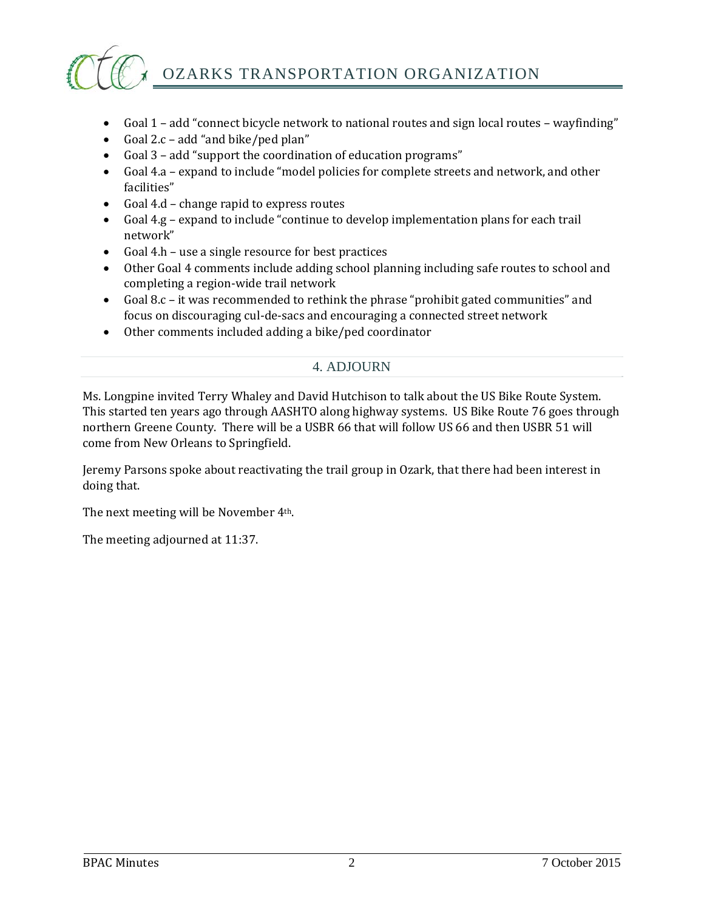- Goal 1 – add "connect bicycle network to national routes and sign local routes – wayfinding"
- Goal 2.c – add "and bike/ped plan"
- Goal 3 – add "support the coordination of education programs"
- Goal 4.a – expand to include "model policies for complete streets and network, and other facilities"
- Goal 4.d – change rapid to express routes
- Goal 4.g – expand to include "continue to develop implementation plans for each trail network"
- Goal 4.h – use a single resource for best practices
- Other Goal 4 comments include adding school planning including safe routes to school and completing a region-wide trail network
- Goal 8.c – it was recommended to rethink the phrase "prohibit gated communities" and focus on discouraging cul-de-sacs and encouraging a connected street network
- Other comments included adding a bike/ped coordinator

## 4. ADJOURN

Ms. Longpine invited Terry Whaley and David Hutchison to talk about the US Bike Route System. This started ten years ago through AASHTO along highway systems. US Bike Route 76 goes through northern Greene County. There will be a USBR 66 that will follow US 66 and then USBR 51 will come from New Orleans to Springfield.

Jeremy Parsons spoke about reactivating the trail group in Ozark, that there had been interest in doing that.

The next meeting will be November 4th.

The meeting adjourned at 11:37.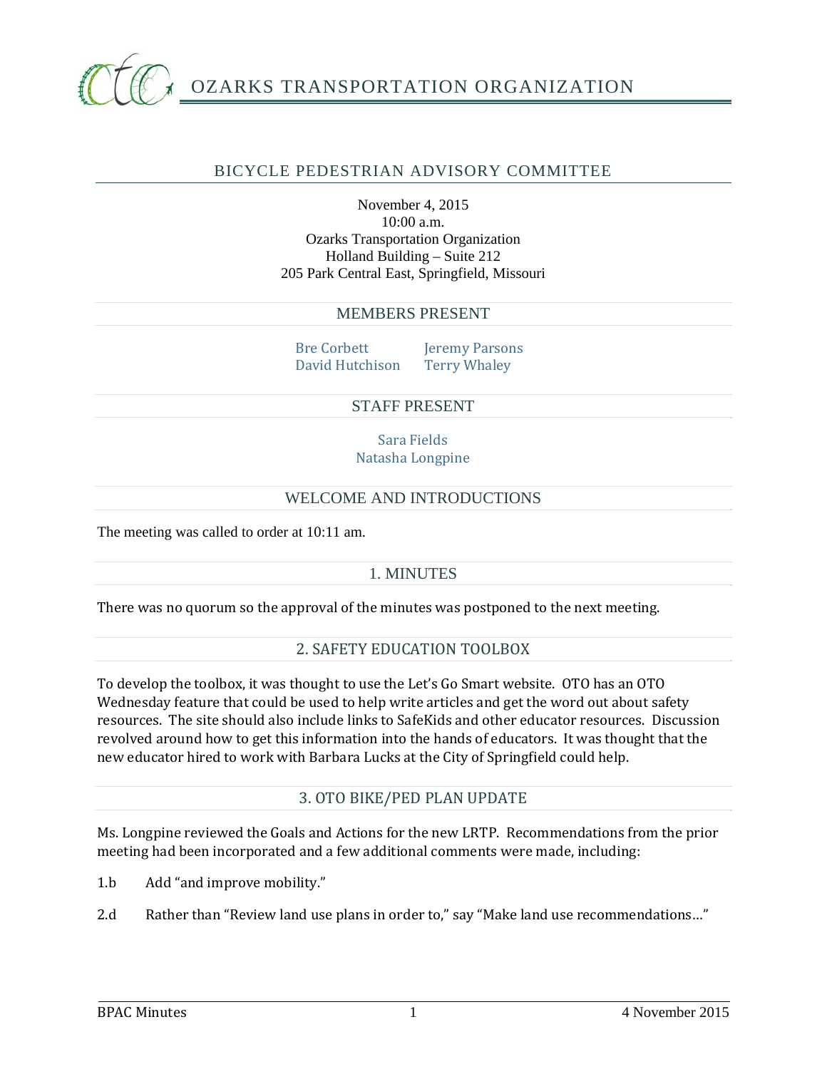# OZARKS TRANSPORTATION ORGANIZATION

## BICYCLE PEDESTRIAN ADVISORY COMMITTEE

November 4, 2015
10:00 a.m.
Ozarks Transportation Organization
Holland Building – Suite 212
205 Park Central East, Springfield, Missouri

### MEMBERS PRESENT

| | |
|---|---|
| Bre Corbett | Jeremy Parsons |
| David Hutchison | Terry Whaley |

### STAFF PRESENT

Sara Fields
Natasha Longpine

### WELCOME AND INTRODUCTIONS

The meeting was called to order at 10:11 am.

### 1. MINUTES

There was no quorum so the approval of the minutes was postponed to the next meeting.

### 2. SAFETY EDUCATION TOOLBOX

To develop the toolbox, it was thought to use the Let's Go Smart website. OTO has an OTO Wednesday feature that could be used to help write articles and get the word out about safety resources. The site should also include links to SafeKids and other educator resources. Discussion revolved around how to get this information into the hands of educators. It was thought that the new educator hired to work with Barbara Lucks at the City of Springfield could help.

### 3. OTO BIKE/PED PLAN UPDATE

Ms. Longpine reviewed the Goals and Actions for the new LRTP. Recommendations from the prior meeting had been incorporated and a few additional comments were made, including:

1.b Add "and improve mobility."

2.d Rather than "Review land use plans in order to," say "Make land use recommendations…"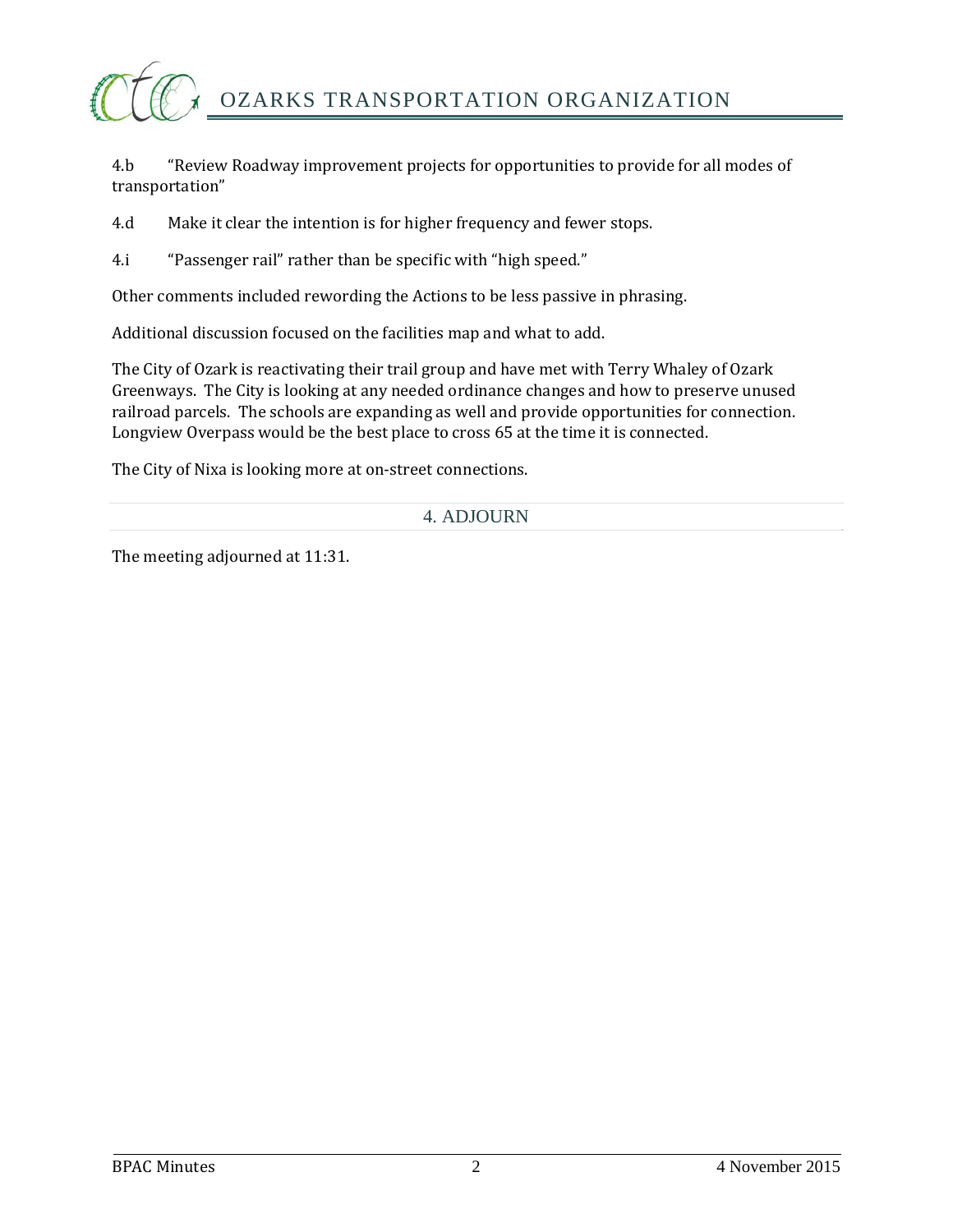4.b "Review Roadway improvement projects for opportunities to provide for all modes of transportation"

4.d Make it clear the intention is for higher frequency and fewer stops.

4.i "Passenger rail" rather than be specific with "high speed."

Other comments included rewording the Actions to be less passive in phrasing.

Additional discussion focused on the facilities map and what to add.

The City of Ozark is reactivating their trail group and have met with Terry Whaley of Ozark Greenways. The City is looking at any needed ordinance changes and how to preserve unused railroad parcels. The schools are expanding as well and provide opportunities for connection. Longview Overpass would be the best place to cross 65 at the time it is connected.

The City of Nixa is looking more at on-street connections.

## 4. ADJOURN

The meeting adjourned at 11:31.